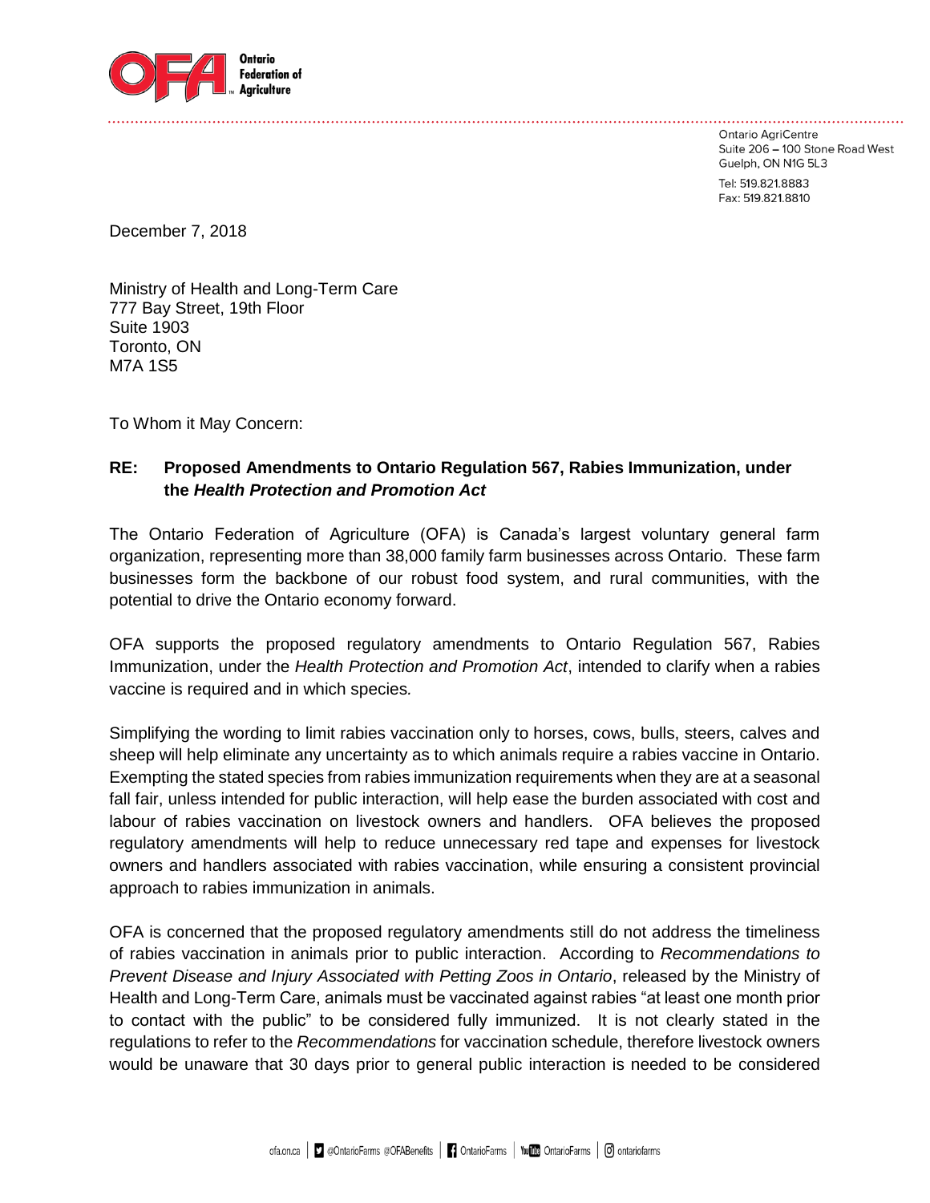Ontario Federation of Agriculture

Ontario AgriCentre
Suite 206 – 100 Stone Road West
Guelph, ON N1G 5L3

Tel: 519.821.8883
Fax: 519.821.8810

December 7, 2018

Ministry of Health and Long-Term Care
777 Bay Street, 19th Floor
Suite 1903
Toronto, ON
M7A 1S5

To Whom it May Concern:

**RE: Proposed Amendments to Ontario Regulation 567, Rabies Immunization, under the *Health Protection and Promotion Act***

The Ontario Federation of Agriculture (OFA) is Canada's largest voluntary general farm organization, representing more than 38,000 family farm businesses across Ontario. These farm businesses form the backbone of our robust food system, and rural communities, with the potential to drive the Ontario economy forward.

OFA supports the proposed regulatory amendments to Ontario Regulation 567, Rabies Immunization, under the *Health Protection and Promotion Act*, intended to clarify when a rabies vaccine is required and in which species.

Simplifying the wording to limit rabies vaccination only to horses, cows, bulls, steers, calves and sheep will help eliminate any uncertainty as to which animals require a rabies vaccine in Ontario. Exempting the stated species from rabies immunization requirements when they are at a seasonal fall fair, unless intended for public interaction, will help ease the burden associated with cost and labour of rabies vaccination on livestock owners and handlers. OFA believes the proposed regulatory amendments will help to reduce unnecessary red tape and expenses for livestock owners and handlers associated with rabies vaccination, while ensuring a consistent provincial approach to rabies immunization in animals.

OFA is concerned that the proposed regulatory amendments still do not address the timeliness of rabies vaccination in animals prior to public interaction. According to *Recommendations to Prevent Disease and Injury Associated with Petting Zoos in Ontario*, released by the Ministry of Health and Long-Term Care, animals must be vaccinated against rabies "at least one month prior to contact with the public" to be considered fully immunized. It is not clearly stated in the regulations to refer to the *Recommendations* for vaccination schedule, therefore livestock owners would be unaware that 30 days prior to general public interaction is needed to be considered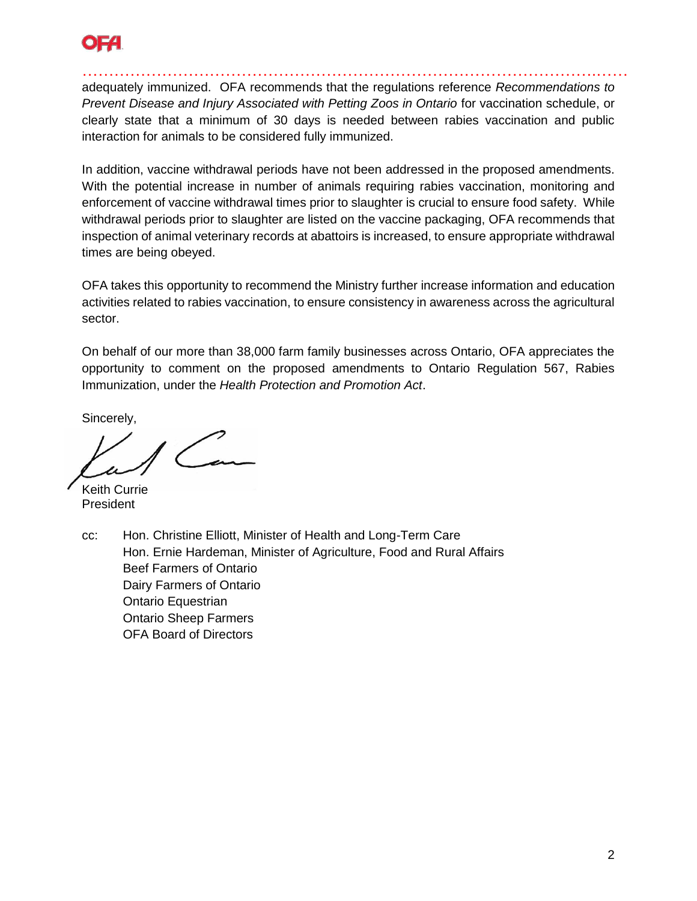adequately immunized. OFA recommends that the regulations reference *Recommendations to Prevent Disease and Injury Associated with Petting Zoos in Ontario* for vaccination schedule, or clearly state that a minimum of 30 days is needed between rabies vaccination and public interaction for animals to be considered fully immunized.

In addition, vaccine withdrawal periods have not been addressed in the proposed amendments. With the potential increase in number of animals requiring rabies vaccination, monitoring and enforcement of vaccine withdrawal times prior to slaughter is crucial to ensure food safety. While withdrawal periods prior to slaughter are listed on the vaccine packaging, OFA recommends that inspection of animal veterinary records at abattoirs is increased, to ensure appropriate withdrawal times are being obeyed.

OFA takes this opportunity to recommend the Ministry further increase information and education activities related to rabies vaccination, to ensure consistency in awareness across the agricultural sector.

On behalf of our more than 38,000 farm family businesses across Ontario, OFA appreciates the opportunity to comment on the proposed amendments to Ontario Regulation 567, Rabies Immunization, under the *Health Protection and Promotion Act*.

Sincerely,

Keith Currie
President

cc: Hon. Christine Elliott, Minister of Health and Long-Term Care
Hon. Ernie Hardeman, Minister of Agriculture, Food and Rural Affairs
Beef Farmers of Ontario
Dairy Farmers of Ontario
Ontario Equestrian
Ontario Sheep Farmers
OFA Board of Directors